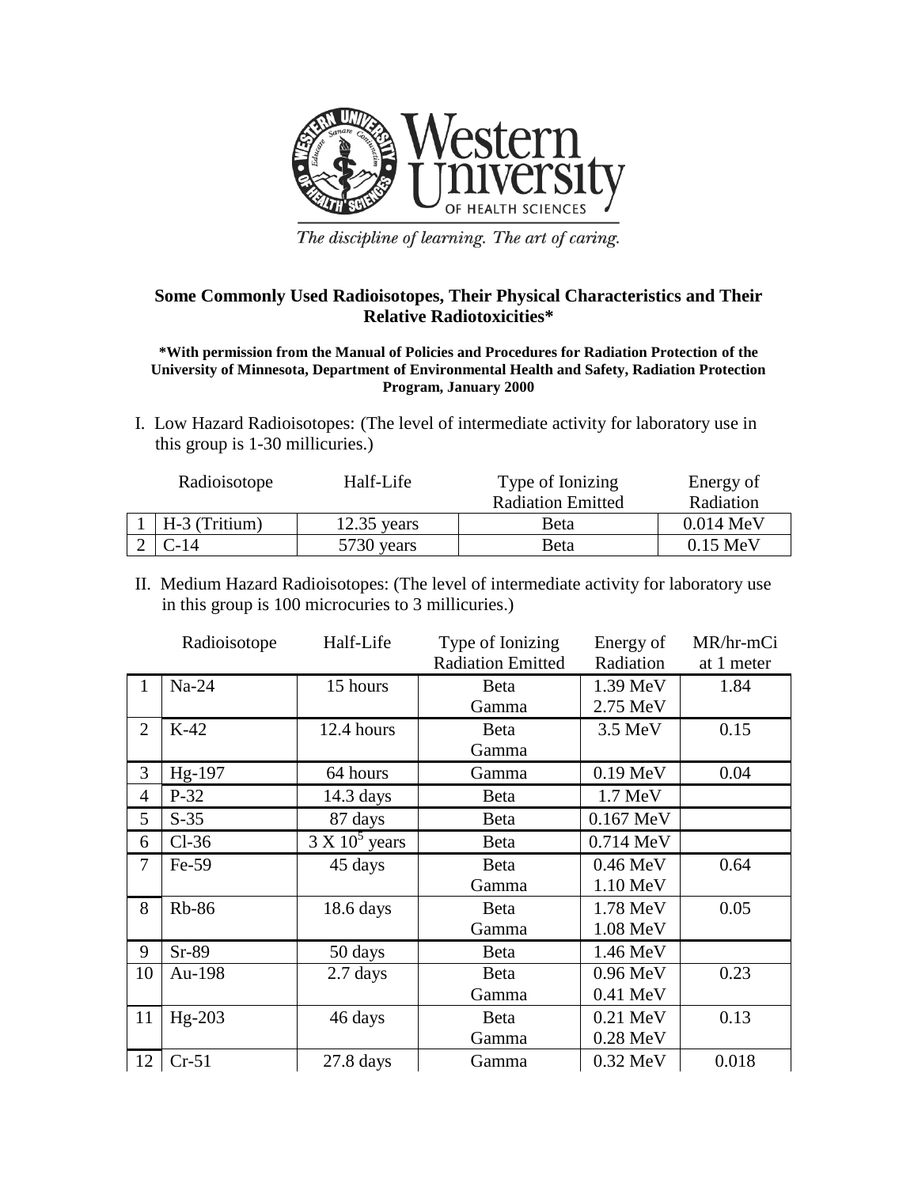Western University OF HEALTH SCIENCES

*The discipline of learning. The art of caring.*

## Some Commonly Used Radioisotopes, Their Physical Characteristics and Their Relative Radiotoxicities*

**\*With permission from the Manual of Policies and Procedures for Radiation Protection of the University of Minnesota, Department of Environmental Health and Safety, Radiation Protection Program, January 2000**

I. Low Hazard Radioisotopes: (The level of intermediate activity for laboratory use in this group is 1-30 millicuries.)

| | Radioisotope | Half-Life | Type of Ionizing Radiation Emitted | Energy of Radiation |
|---|---|---|---|---|
| 1 | H-3 (Tritium) | 12.35 years | Beta | 0.014 MeV |
| 2 | C-14 | 5730 years | Beta | 0.15 MeV |

II. Medium Hazard Radioisotopes: (The level of intermediate activity for laboratory use in this group is 100 microcuries to 3 millicuries.)

| | Radioisotope | Half-Life | Type of Ionizing Radiation Emitted | Energy of Radiation | MR/hr-mCi at 1 meter |
|---|---|---|---|---|---|
| 1 | Na-24 | 15 hours | Beta<br>Gamma | 1.39 MeV<br>2.75 MeV | 1.84 |
| 2 | K-42 | 12.4 hours | Beta<br>Gamma | 3.5 MeV | 0.15 |
| 3 | Hg-197 | 64 hours | Gamma | 0.19 MeV | 0.04 |
| 4 | P-32 | 14.3 days | Beta | 1.7 MeV | |
| 5 | S-35 | 87 days | Beta | 0.167 MeV | |
| 6 | Cl-36 | $3 \times 10^5$ years | Beta | 0.714 MeV | |
| 7 | Fe-59 | 45 days | Beta<br>Gamma | 0.46 MeV<br>1.10 MeV | 0.64 |
| 8 | Rb-86 | 18.6 days | Beta<br>Gamma | 1.78 MeV<br>1.08 MeV | 0.05 |
| 9 | Sr-89 | 50 days | Beta | 1.46 MeV | |
| 10 | Au-198 | 2.7 days | Beta<br>Gamma | 0.96 MeV<br>0.41 MeV | 0.23 |
| 11 | Hg-203 | 46 days | Beta<br>Gamma | 0.21 MeV<br>0.28 MeV | 0.13 |
| 12 | Cr-51 | 27.8 days | Gamma | 0.32 MeV | 0.018 |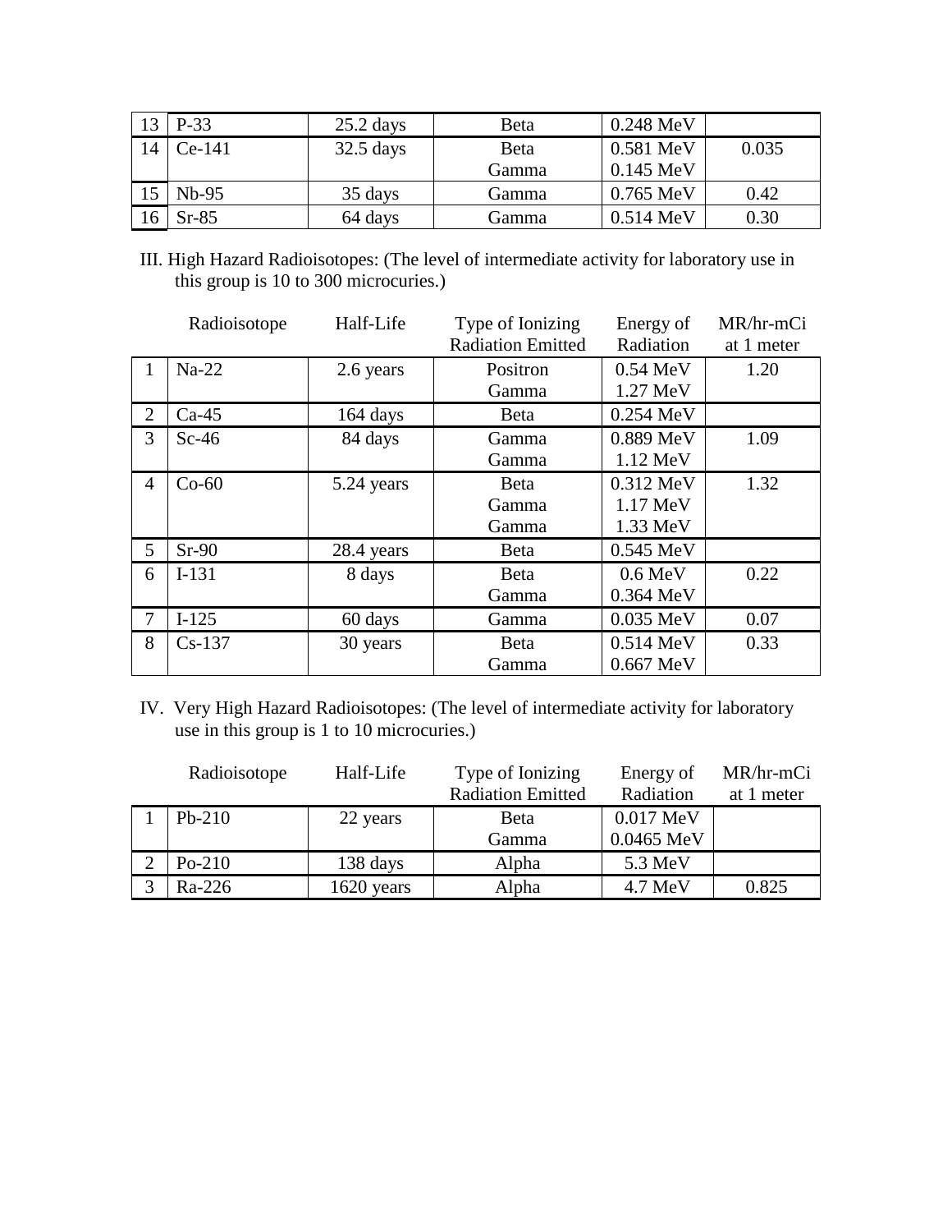| | | | | | |
|---|---|---|---|---|---|
| 13 | P-33 | 25.2 days | Beta | 0.248 MeV | |
| 14 | Ce-141 | 32.5 days | Beta<br>Gamma | 0.581 MeV<br>0.145 MeV | 0.035 |
| 15 | Nb-95 | 35 days | Gamma | 0.765 MeV | 0.42 |
| 16 | Sr-85 | 64 days | Gamma | 0.514 MeV | 0.30 |

III. High Hazard Radioisotopes: (The level of intermediate activity for laboratory use in this group is 10 to 300 microcuries.)

| | Radioisotope | Half-Life | Type of Ionizing Radiation Emitted | Energy of Radiation | MR/hr-mCi at 1 meter |
|---|---|---|---|---|---|
| 1 | Na-22 | 2.6 years | Positron<br>Gamma | 0.54 MeV<br>1.27 MeV | 1.20 |
| 2 | Ca-45 | 164 days | Beta | 0.254 MeV | |
| 3 | Sc-46 | 84 days | Gamma<br>Gamma | 0.889 MeV<br>1.12 MeV | 1.09 |
| 4 | Co-60 | 5.24 years | Beta<br>Gamma<br>Gamma | 0.312 MeV<br>1.17 MeV<br>1.33 MeV | 1.32 |
| 5 | Sr-90 | 28.4 years | Beta | 0.545 MeV | |
| 6 | I-131 | 8 days | Beta<br>Gamma | 0.6 MeV<br>0.364 MeV | 0.22 |
| 7 | I-125 | 60 days | Gamma | 0.035 MeV | 0.07 |
| 8 | Cs-137 | 30 years | Beta<br>Gamma | 0.514 MeV<br>0.667 MeV | 0.33 |

IV. Very High Hazard Radioisotopes: (The level of intermediate activity for laboratory use in this group is 1 to 10 microcuries.)

| | Radioisotope | Half-Life | Type of Ionizing Radiation Emitted | Energy of Radiation | MR/hr-mCi at 1 meter |
|---|---|---|---|---|---|
| 1 | Pb-210 | 22 years | Beta<br>Gamma | 0.017 MeV<br>0.0465 MeV | |
| 2 | Po-210 | 138 days | Alpha | 5.3 MeV | |
| 3 | Ra-226 | 1620 years | Alpha | 4.7 MeV | 0.825 |